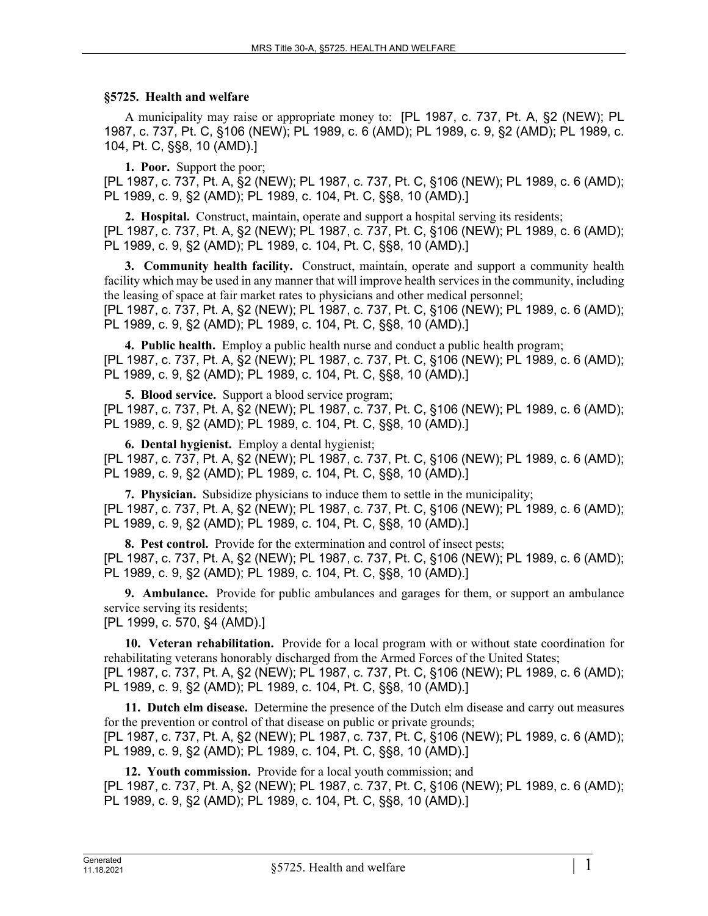### §5725. Health and welfare

A municipality may raise or appropriate money to: [PL 1987, c. 737, Pt. A, §2 (NEW); PL 1987, c. 737, Pt. C, §106 (NEW); PL 1989, c. 6 (AMD); PL 1989, c. 9, §2 (AMD); PL 1989, c. 104, Pt. C, §§8, 10 (AMD).]

**1. Poor.** Support the poor;
[PL 1987, c. 737, Pt. A, §2 (NEW); PL 1987, c. 737, Pt. C, §106 (NEW); PL 1989, c. 6 (AMD); PL 1989, c. 9, §2 (AMD); PL 1989, c. 104, Pt. C, §§8, 10 (AMD).]

**2. Hospital.** Construct, maintain, operate and support a hospital serving its residents;
[PL 1987, c. 737, Pt. A, §2 (NEW); PL 1987, c. 737, Pt. C, §106 (NEW); PL 1989, c. 6 (AMD); PL 1989, c. 9, §2 (AMD); PL 1989, c. 104, Pt. C, §§8, 10 (AMD).]

**3. Community health facility.** Construct, maintain, operate and support a community health facility which may be used in any manner that will improve health services in the community, including the leasing of space at fair market rates to physicians and other medical personnel;
[PL 1987, c. 737, Pt. A, §2 (NEW); PL 1987, c. 737, Pt. C, §106 (NEW); PL 1989, c. 6 (AMD); PL 1989, c. 9, §2 (AMD); PL 1989, c. 104, Pt. C, §§8, 10 (AMD).]

**4. Public health.** Employ a public health nurse and conduct a public health program;
[PL 1987, c. 737, Pt. A, §2 (NEW); PL 1987, c. 737, Pt. C, §106 (NEW); PL 1989, c. 6 (AMD); PL 1989, c. 9, §2 (AMD); PL 1989, c. 104, Pt. C, §§8, 10 (AMD).]

**5. Blood service.** Support a blood service program;
[PL 1987, c. 737, Pt. A, §2 (NEW); PL 1987, c. 737, Pt. C, §106 (NEW); PL 1989, c. 6 (AMD); PL 1989, c. 9, §2 (AMD); PL 1989, c. 104, Pt. C, §§8, 10 (AMD).]

**6. Dental hygienist.** Employ a dental hygienist;
[PL 1987, c. 737, Pt. A, §2 (NEW); PL 1987, c. 737, Pt. C, §106 (NEW); PL 1989, c. 6 (AMD); PL 1989, c. 9, §2 (AMD); PL 1989, c. 104, Pt. C, §§8, 10 (AMD).]

**7. Physician.** Subsidize physicians to induce them to settle in the municipality;
[PL 1987, c. 737, Pt. A, §2 (NEW); PL 1987, c. 737, Pt. C, §106 (NEW); PL 1989, c. 6 (AMD); PL 1989, c. 9, §2 (AMD); PL 1989, c. 104, Pt. C, §§8, 10 (AMD).]

**8. Pest control.** Provide for the extermination and control of insect pests;
[PL 1987, c. 737, Pt. A, §2 (NEW); PL 1987, c. 737, Pt. C, §106 (NEW); PL 1989, c. 6 (AMD); PL 1989, c. 9, §2 (AMD); PL 1989, c. 104, Pt. C, §§8, 10 (AMD).]

**9. Ambulance.** Provide for public ambulances and garages for them, or support an ambulance service serving its residents;
[PL 1999, c. 570, §4 (AMD).]

**10. Veteran rehabilitation.** Provide for a local program with or without state coordination for rehabilitating veterans honorably discharged from the Armed Forces of the United States;
[PL 1987, c. 737, Pt. A, §2 (NEW); PL 1987, c. 737, Pt. C, §106 (NEW); PL 1989, c. 6 (AMD); PL 1989, c. 9, §2 (AMD); PL 1989, c. 104, Pt. C, §§8, 10 (AMD).]

**11. Dutch elm disease.** Determine the presence of the Dutch elm disease and carry out measures for the prevention or control of that disease on public or private grounds;
[PL 1987, c. 737, Pt. A, §2 (NEW); PL 1987, c. 737, Pt. C, §106 (NEW); PL 1989, c. 6 (AMD); PL 1989, c. 9, §2 (AMD); PL 1989, c. 104, Pt. C, §§8, 10 (AMD).]

**12. Youth commission.** Provide for a local youth commission; and
[PL 1987, c. 737, Pt. A, §2 (NEW); PL 1987, c. 737, Pt. C, §106 (NEW); PL 1989, c. 6 (AMD); PL 1989, c. 9, §2 (AMD); PL 1989, c. 104, Pt. C, §§8, 10 (AMD).]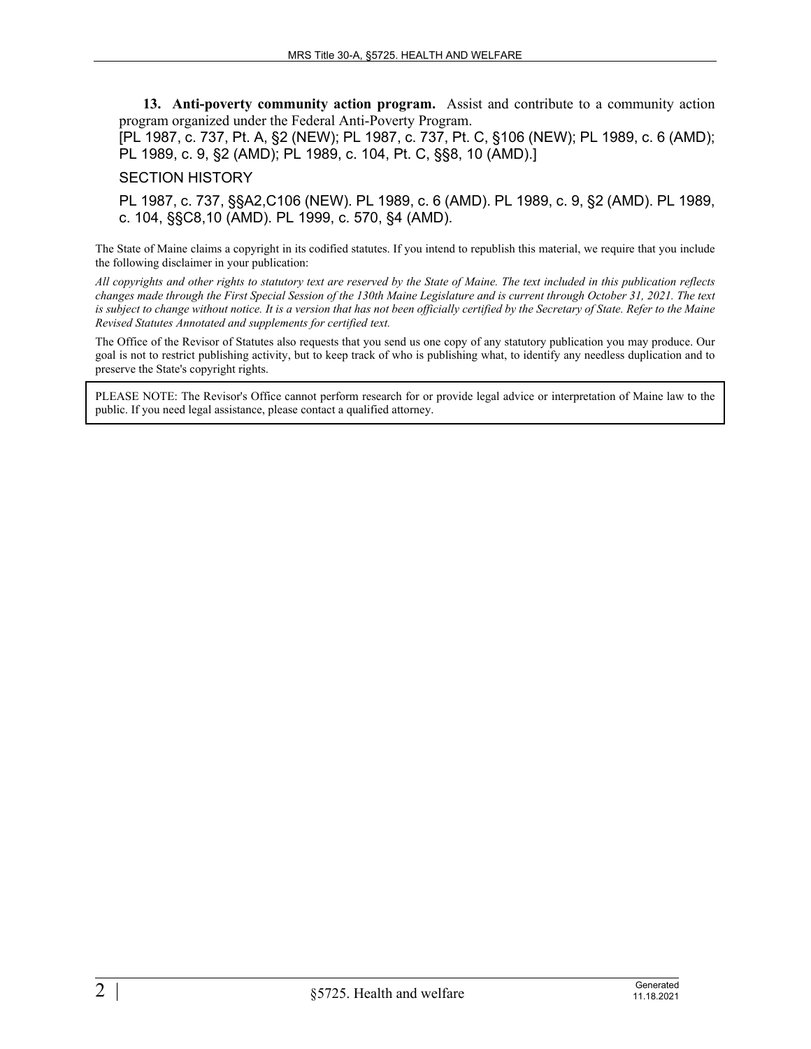**13. Anti-poverty community action program.** Assist and contribute to a community action program organized under the Federal Anti-Poverty Program.

[PL 1987, c. 737, Pt. A, §2 (NEW); PL 1987, c. 737, Pt. C, §106 (NEW); PL 1989, c. 6 (AMD); PL 1989, c. 9, §2 (AMD); PL 1989, c. 104, Pt. C, §§8, 10 (AMD).]

SECTION HISTORY

PL 1987, c. 737, §§A2,C106 (NEW). PL 1989, c. 6 (AMD). PL 1989, c. 9, §2 (AMD). PL 1989, c. 104, §§C8,10 (AMD). PL 1999, c. 570, §4 (AMD).

The State of Maine claims a copyright in its codified statutes. If you intend to republish this material, we require that you include the following disclaimer in your publication:

*All copyrights and other rights to statutory text are reserved by the State of Maine. The text included in this publication reflects changes made through the First Special Session of the 130th Maine Legislature and is current through October 31, 2021. The text is subject to change without notice. It is a version that has not been officially certified by the Secretary of State. Refer to the Maine Revised Statutes Annotated and supplements for certified text.*

The Office of the Revisor of Statutes also requests that you send us one copy of any statutory publication you may produce. Our goal is not to restrict publishing activity, but to keep track of who is publishing what, to identify any needless duplication and to preserve the State's copyright rights.

PLEASE NOTE: The Revisor's Office cannot perform research for or provide legal advice or interpretation of Maine law to the public. If you need legal assistance, please contact a qualified attorney.